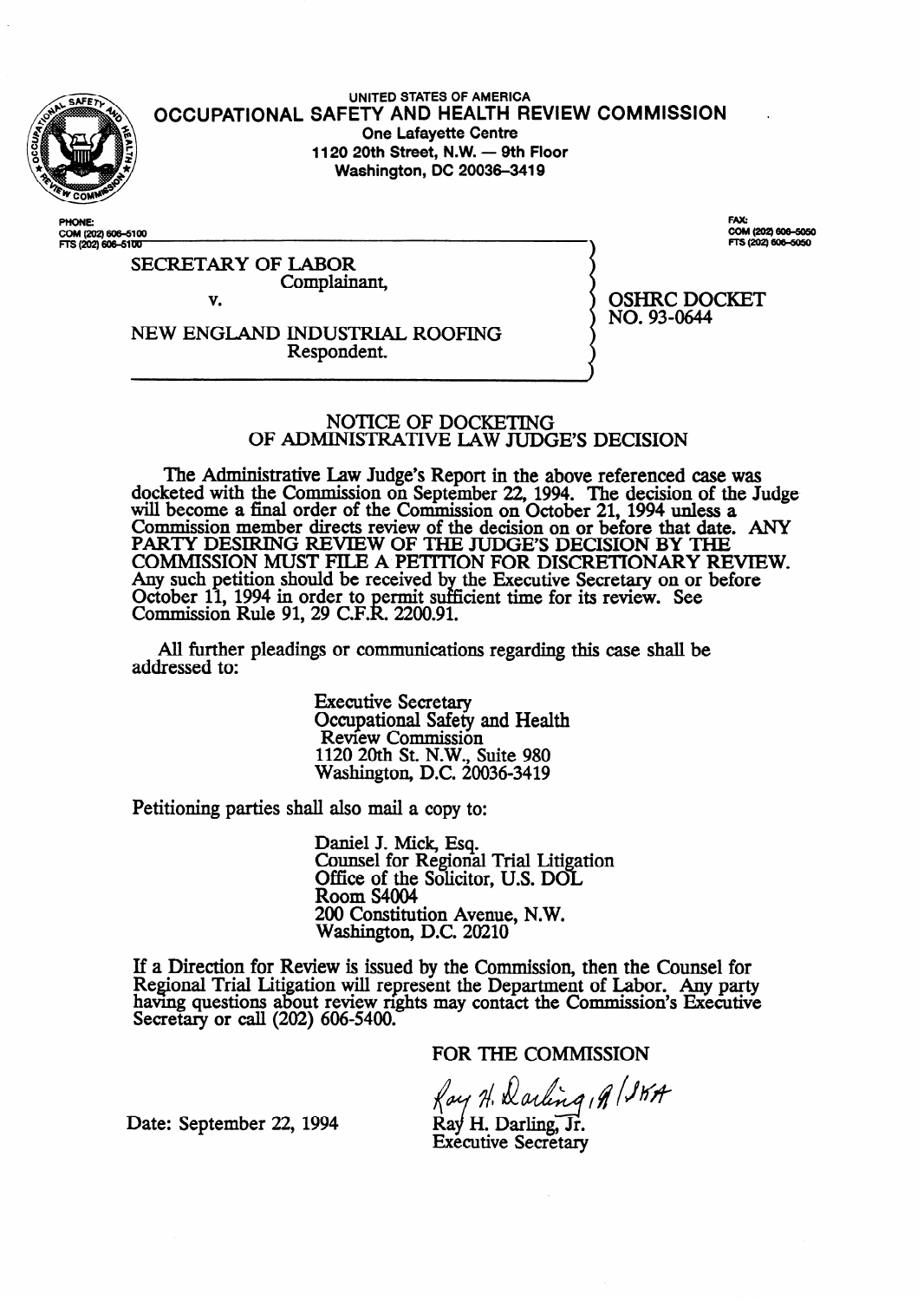UNITED STATES OF AMERICA

# OCCUPATIONAL SAFETY AND HEALTH REVIEW COMMISSION

One Lafayette Centre
1120 20th Street, N.W. — 9th Floor
Washington, DC 20036-3419

PHONE:
COM (202) 606-5100
FTS (202) 606-5100

FAX:
COM (202) 606-5050
FTS (202) 606-5050

SECRETARY OF LABOR
Complainant,

v.

NEW ENGLAND INDUSTRIAL ROOFING
Respondent.

OSHRC DOCKET
NO. 93-0644

## NOTICE OF DOCKETING OF ADMINISTRATIVE LAW JUDGE'S DECISION

The Administrative Law Judge's Report in the above referenced case was docketed with the Commission on September 22, 1994. The decision of the Judge will become a final order of the Commission on October 21, 1994 unless a Commission member directs review of the decision on or before that date. ANY PARTY DESIRING REVIEW OF THE JUDGE'S DECISION BY THE COMMISSION MUST FILE A PETITION FOR DISCRETIONARY REVIEW. Any such petition should be received by the Executive Secretary on or before October 11, 1994 in order to permit sufficient time for its review. See Commission Rule 91, 29 C.F.R. 2200.91.

All further pleadings or communications regarding this case shall be addressed to:

Executive Secretary
Occupational Safety and Health
Review Commission
1120 20th St. N.W., Suite 980
Washington, D.C. 20036-3419

Petitioning parties shall also mail a copy to:

Daniel J. Mick, Esq.
Counsel for Regional Trial Litigation
Office of the Solicitor, U.S. DOL
Room S4004
200 Constitution Avenue, N.W.
Washington, D.C. 20210

If a Direction for Review is issued by the Commission, then the Counsel for Regional Trial Litigation will represent the Department of Labor. Any party having questions about review rights may contact the Commission's Executive Secretary or call (202) 606-5400.

FOR THE COMMISSION

Ray H. Darling, Jr. /JKA

Ray H. Darling, Jr.
Executive Secretary

Date: September 22, 1994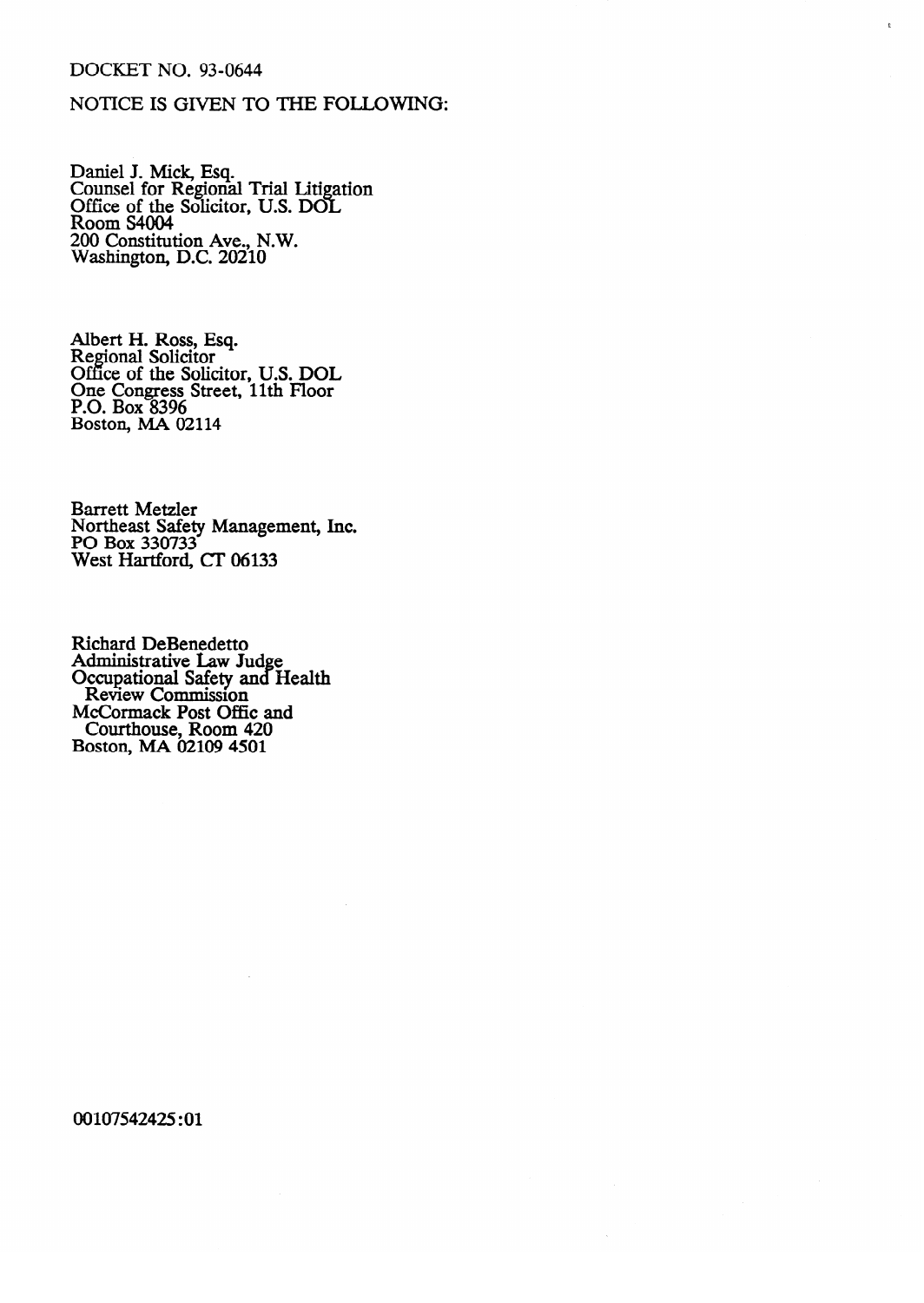DOCKET NO. 93-0644

NOTICE IS GIVEN TO THE FOLLOWING:

Daniel J. Mick, Esq.
Counsel for Regional Trial Litigation
Office of the Solicitor, U.S. DOL
Room S4004
200 Constitution Ave., N.W.
Washington, D.C. 20210

Albert H. Ross, Esq.
Regional Solicitor
Office of the Solicitor, U.S. DOL
One Congress Street, 11th Floor
P.O. Box 8396
Boston, MA 02114

Barrett Metzler
Northeast Safety Management, Inc.
PO Box 330733
West Hartford, CT 06133

Richard DeBenedetto
Administrative Law Judge
Occupational Safety and Health
Review Commission
McCormack Post Offic and
Courthouse, Room 420
Boston, MA 02109 4501

00107542425:01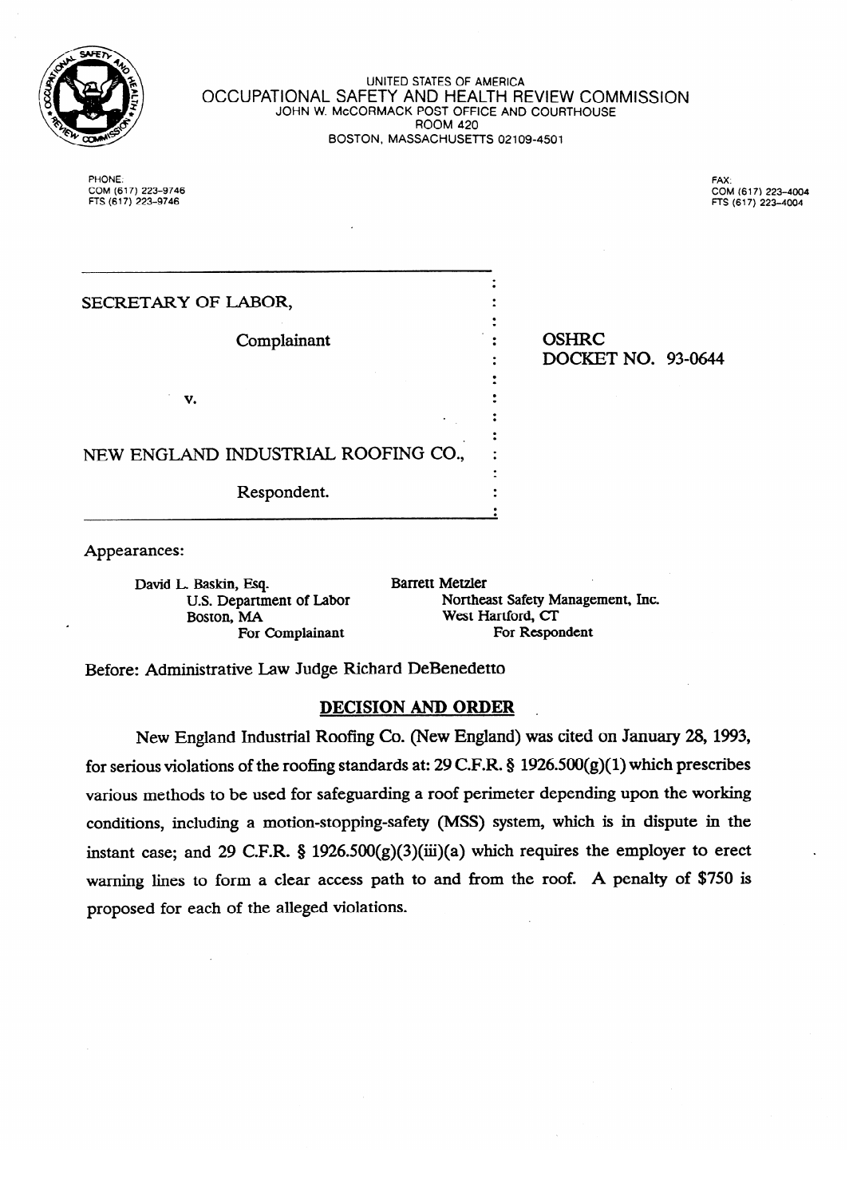UNITED STATES OF AMERICA
OCCUPATIONAL SAFETY AND HEALTH REVIEW COMMISSION
JOHN W. McCORMACK POST OFFICE AND COURTHOUSE
ROOM 420
BOSTON, MASSACHUSETTS 02109-4501

PHONE:
COM (617) 223-9746
FTS (617) 223-9746

FAX:
COM (617) 223-4004
FTS (617) 223-4004

| | |
|---|---|
| SECRETARY OF LABOR,<br><br>Complainant<br><br>v.<br><br>NEW ENGLAND INDUSTRIAL ROOFING CO.,<br><br>Respondent. | OSHRC<br>DOCKET NO. 93-0644 |

Appearances:

| | |
|---|---|
| David L. Baskin, Esq.<br>U.S. Department of Labor<br>Boston, MA<br>For Complainant | Barrett Metzler<br>Northeast Safety Management, Inc.<br>West Hartford, CT<br>For Respondent |

Before: Administrative Law Judge Richard DeBenedetto

## DECISION AND ORDER

New England Industrial Roofing Co. (New England) was cited on January 28, 1993, for serious violations of the roofing standards at: 29 C.F.R. § 1926.500(g)(1) which prescribes various methods to be used for safeguarding a roof perimeter depending upon the working conditions, including a motion-stopping-safety (MSS) system, which is in dispute in the instant case; and 29 C.F.R. § 1926.500(g)(3)(iii)(a) which requires the employer to erect warning lines to form a clear access path to and from the roof. A penalty of $750 is proposed for each of the alleged violations.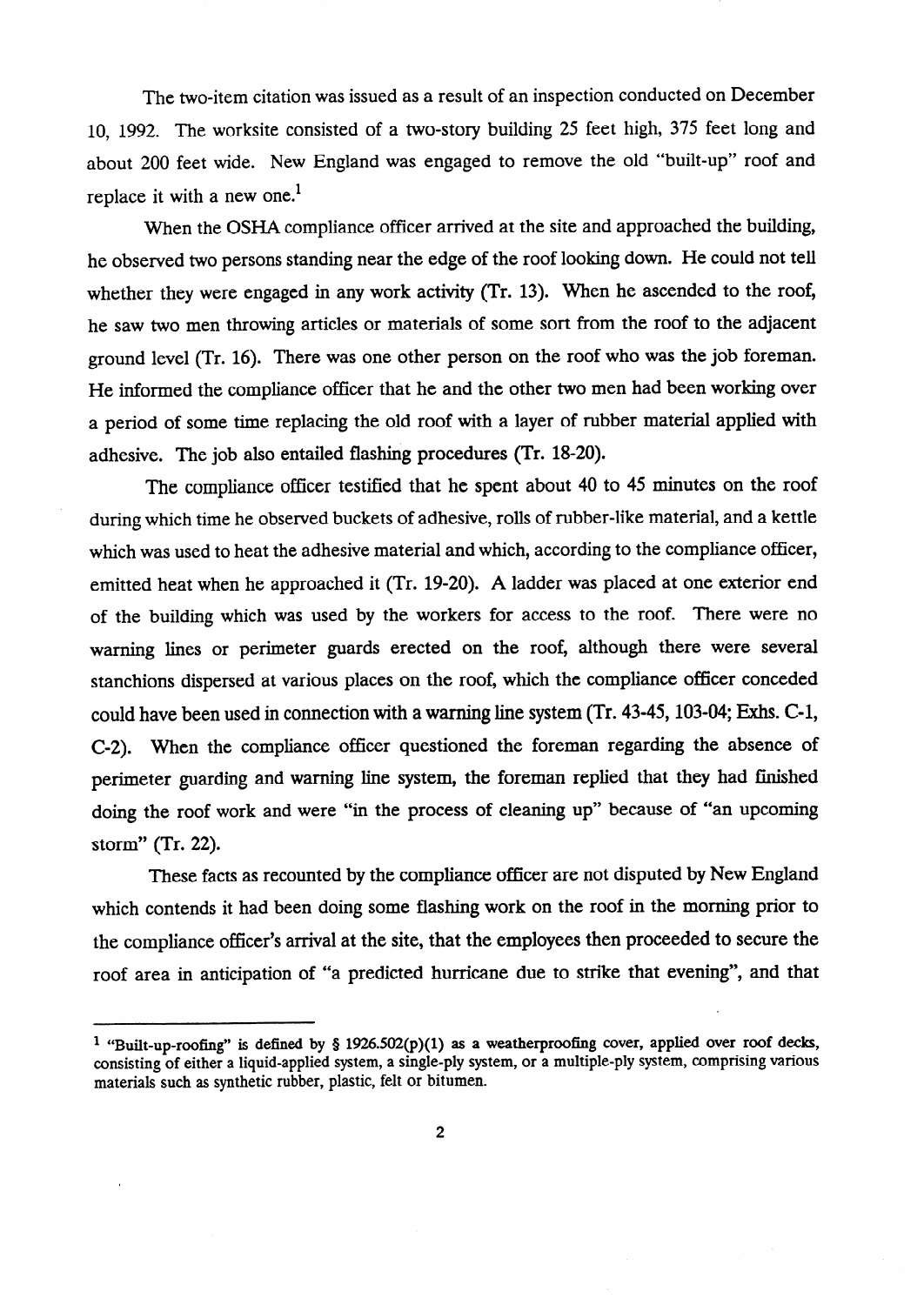The two-item citation was issued as a result of an inspection conducted on December 10, 1992. The worksite consisted of a two-story building 25 feet high, 375 feet long and about 200 feet wide. New England was engaged to remove the old "built-up" roof and replace it with a new one.[1]

When the OSHA compliance officer arrived at the site and approached the building, he observed two persons standing near the edge of the roof looking down. He could not tell whether they were engaged in any work activity (Tr. 13). When he ascended to the roof, he saw two men throwing articles or materials of some sort from the roof to the adjacent ground level (Tr. 16). There was one other person on the roof who was the job foreman. He informed the compliance officer that he and the other two men had been working over a period of some time replacing the old roof with a layer of rubber material applied with adhesive. The job also entailed flashing procedures (Tr. 18-20).

The compliance officer testified that he spent about 40 to 45 minutes on the roof during which time he observed buckets of adhesive, rolls of rubber-like material, and a kettle which was used to heat the adhesive material and which, according to the compliance officer, emitted heat when he approached it (Tr. 19-20). A ladder was placed at one exterior end of the building which was used by the workers for access to the roof. There were no warning lines or perimeter guards erected on the roof, although there were several stanchions dispersed at various places on the roof, which the compliance officer conceded could have been used in connection with a warning line system (Tr. 43-45, 103-04; Exhs. C-1, C-2). When the compliance officer questioned the foreman regarding the absence of perimeter guarding and warning line system, the foreman replied that they had finished doing the roof work and were "in the process of cleaning up" because of "an upcoming storm" (Tr. 22).

These facts as recounted by the compliance officer are not disputed by New England which contends it had been doing some flashing work on the roof in the morning prior to the compliance officer's arrival at the site, that the employees then proceeded to secure the roof area in anticipation of "a predicted hurricane due to strike that evening", and that

---

[1] "Built-up-roofing" is defined by § 1926.502(p)(1) as a weatherproofing cover, applied over roof decks, consisting of either a liquid-applied system, a single-ply system, or a multiple-ply system, comprising various materials such as synthetic rubber, plastic, felt or bitumen.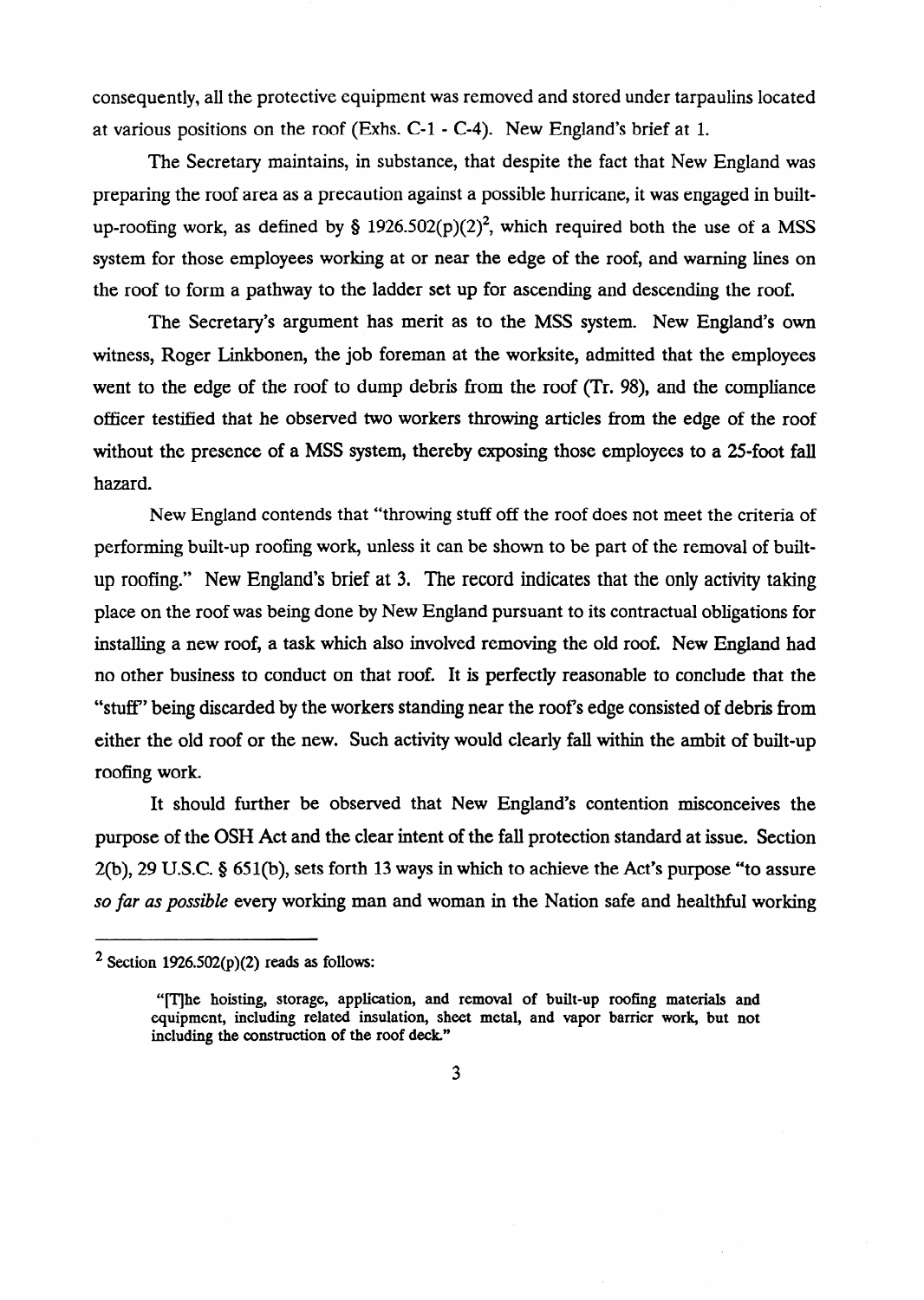consequently, all the protective equipment was removed and stored under tarpaulins located at various positions on the roof (Exhs. C-1 - C-4). New England's brief at 1.

The Secretary maintains, in substance, that despite the fact that New England was preparing the roof area as a precaution against a possible hurricane, it was engaged in built-up-roofing work, as defined by § 1926.502(p)(2)[2], which required both the use of a MSS system for those employees working at or near the edge of the roof, and warning lines on the roof to form a pathway to the ladder set up for ascending and descending the roof.

The Secretary's argument has merit as to the MSS system. New England's own witness, Roger Linkbonen, the job foreman at the worksite, admitted that the employees went to the edge of the roof to dump debris from the roof (Tr. 98), and the compliance officer testified that he observed two workers throwing articles from the edge of the roof without the presence of a MSS system, thereby exposing those employees to a 25-foot fall hazard.

New England contends that "throwing stuff off the roof does not meet the criteria of performing built-up roofing work, unless it can be shown to be part of the removal of built-up roofing." New England's brief at 3. The record indicates that the only activity taking place on the roof was being done by New England pursuant to its contractual obligations for installing a new roof, a task which also involved removing the old roof. New England had no other business to conduct on that roof. It is perfectly reasonable to conclude that the "stuff" being discarded by the workers standing near the roof's edge consisted of debris from either the old roof or the new. Such activity would clearly fall within the ambit of built-up roofing work.

It should further be observed that New England's contention misconceives the purpose of the OSH Act and the clear intent of the fall protection standard at issue. Section 2(b), 29 U.S.C. § 651(b), sets forth 13 ways in which to achieve the Act's purpose "to assure *so far as possible* every working man and woman in the Nation safe and healthful working

---

[2] Section 1926.502(p)(2) reads as follows:

> "[T]he hoisting, storage, application, and removal of built-up roofing materials and equipment, including related insulation, sheet metal, and vapor barrier work, but not including the construction of the roof deck."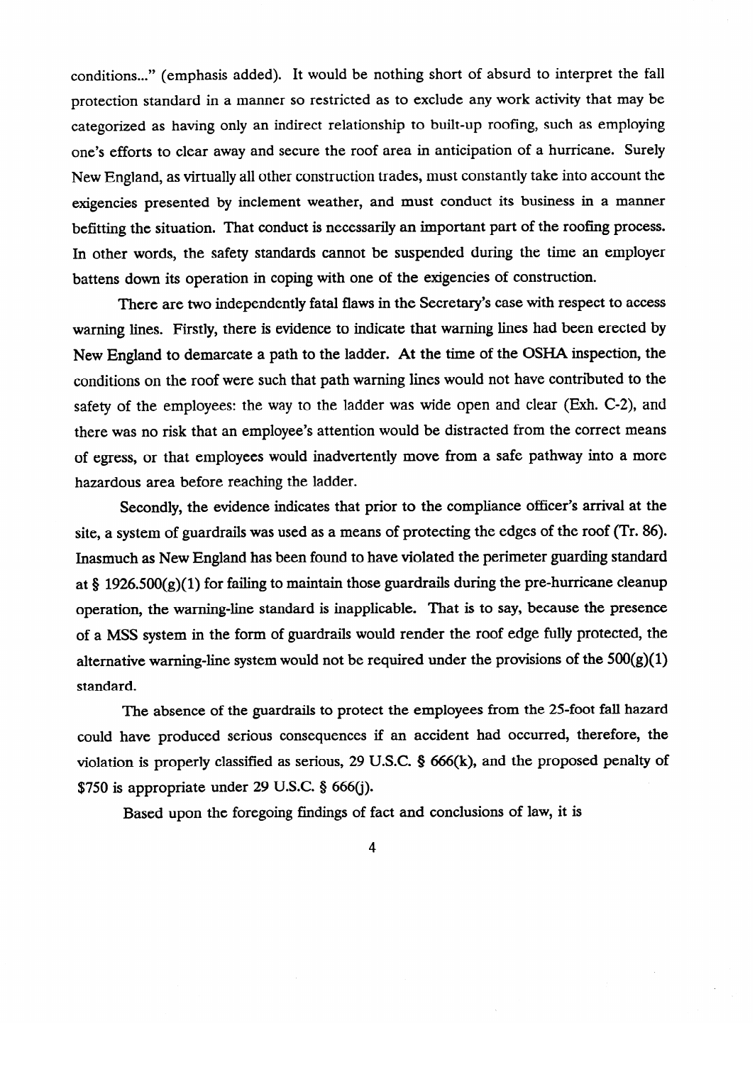conditions..." (emphasis added). It would be nothing short of absurd to interpret the fall protection standard in a manner so restricted as to exclude any work activity that may be categorized as having only an indirect relationship to built-up roofing, such as employing one's efforts to clear away and secure the roof area in anticipation of a hurricane. Surely New England, as virtually all other construction trades, must constantly take into account the exigencies presented by inclement weather, and must conduct its business in a manner befitting the situation. That conduct is necessarily an important part of the roofing process. In other words, the safety standards cannot be suspended during the time an employer battens down its operation in coping with one of the exigencies of construction.

There are two independently fatal flaws in the Secretary's case with respect to access warning lines. Firstly, there is evidence to indicate that warning lines had been erected by New England to demarcate a path to the ladder. At the time of the OSHA inspection, the conditions on the roof were such that path warning lines would not have contributed to the safety of the employees: the way to the ladder was wide open and clear (Exh. C-2), and there was no risk that an employee's attention would be distracted from the correct means of egress, or that employees would inadvertently move from a safe pathway into a more hazardous area before reaching the ladder.

Secondly, the evidence indicates that prior to the compliance officer's arrival at the site, a system of guardrails was used as a means of protecting the edges of the roof (Tr. 86). Inasmuch as New England has been found to have violated the perimeter guarding standard at § 1926.500(g)(1) for failing to maintain those guardrails during the pre-hurricane cleanup operation, the warning-line standard is inapplicable. That is to say, because the presence of a MSS system in the form of guardrails would render the roof edge fully protected, the alternative warning-line system would not be required under the provisions of the 500(g)(1) standard.

The absence of the guardrails to protect the employees from the 25-foot fall hazard could have produced serious consequences if an accident had occurred, therefore, the violation is properly classified as serious, 29 U.S.C. § 666(k), and the proposed penalty of $750 is appropriate under 29 U.S.C. § 666(j).

Based upon the foregoing findings of fact and conclusions of law, it is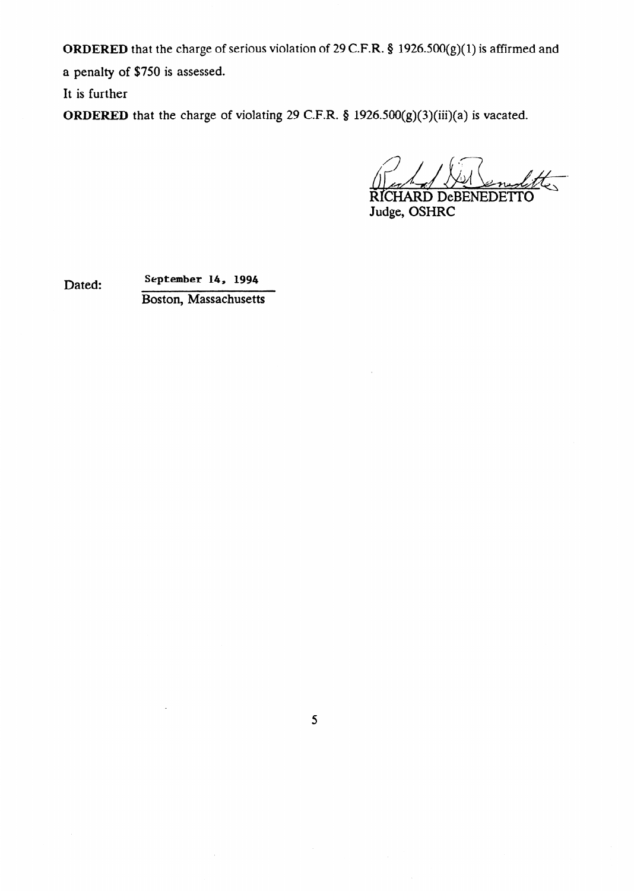**ORDERED** that the charge of serious violation of 29 C.F.R. § 1926.500(g)(1) is affirmed and a penalty of $750 is assessed.

It is further

**ORDERED** that the charge of violating 29 C.F.R. § 1926.500(g)(3)(iii)(a) is vacated.

RICHARD DeBENEDETTO
Judge, OSHRC

Dated: September 14, 1994
Boston, Massachusetts